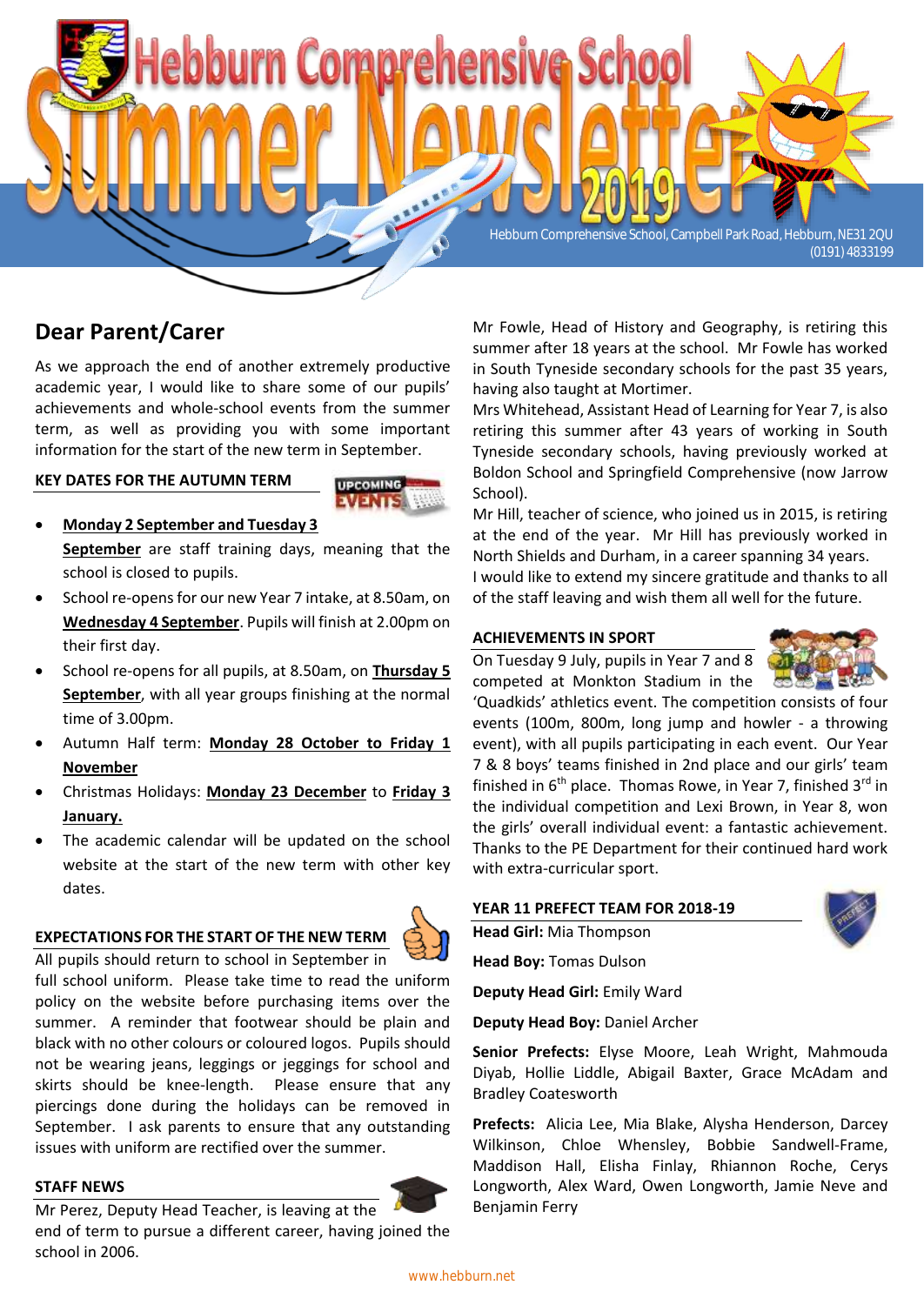# Hebburn Comprehensive School Summer Newsletter 2019

Hebburn Comprehensive School, Campbell Park Road, Hebburn, NE31 2QU
(0191) 4833199

## Dear Parent/Carer

As we approach the end of another extremely productive academic year, I would like to share some of our pupils' achievements and whole-school events from the summer term, as well as providing you with some important information for the start of the new term in September.

### KEY DATES FOR THE AUTUMN TERM

- **Monday 2 September and Tuesday 3 September** are staff training days, meaning that the school is closed to pupils.
- School re-opens for our new Year 7 intake, at 8.50am, on **Wednesday 4 September**. Pupils will finish at 2.00pm on their first day.
- School re-opens for all pupils, at 8.50am, on **Thursday 5 September**, with all year groups finishing at the normal time of 3.00pm.
- Autumn Half term: **Monday 28 October to Friday 1 November**
- Christmas Holidays: **Monday 23 December** to **Friday 3 January.**
- The academic calendar will be updated on the school website at the start of the new term with other key dates.

### EXPECTATIONS FOR THE START OF THE NEW TERM

All pupils should return to school in September in full school uniform. Please take time to read the uniform policy on the website before purchasing items over the summer. A reminder that footwear should be plain and black with no other colours or coloured logos. Pupils should not be wearing jeans, leggings or jeggings for school and skirts should be knee-length. Please ensure that any piercings done during the holidays can be removed in September. I ask parents to ensure that any outstanding issues with uniform are rectified over the summer.

### STAFF NEWS

Mr Perez, Deputy Head Teacher, is leaving at the end of term to pursue a different career, having joined the school in 2006.

Mr Fowle, Head of History and Geography, is retiring this summer after 18 years at the school. Mr Fowle has worked in South Tyneside secondary schools for the past 35 years, having also taught at Mortimer.

Mrs Whitehead, Assistant Head of Learning for Year 7, is also retiring this summer after 43 years of working in South Tyneside secondary schools, having previously worked at Boldon School and Springfield Comprehensive (now Jarrow School).

Mr Hill, teacher of science, who joined us in 2015, is retiring at the end of the year. Mr Hill has previously worked in North Shields and Durham, in a career spanning 34 years.

I would like to extend my sincere gratitude and thanks to all of the staff leaving and wish them all well for the future.

### ACHIEVEMENTS IN SPORT

On Tuesday 9 July, pupils in Year 7 and 8 competed at Monkton Stadium in the 'Quadkids' athletics event. The competition consists of four events (100m, 800m, long jump and howler - a throwing event), with all pupils participating in each event. Our Year 7 & 8 boys' teams finished in 2nd place and our girls' team finished in 6th place. Thomas Rowe, in Year 7, finished 3rd in the individual competition and Lexi Brown, in Year 8, won the girls' overall individual event: a fantastic achievement. Thanks to the PE Department for their continued hard work with extra-curricular sport.

### YEAR 11 PREFECT TEAM FOR 2018-19

**Head Girl:** Mia Thompson

**Head Boy:** Tomas Dulson

**Deputy Head Girl:** Emily Ward

**Deputy Head Boy:** Daniel Archer

**Senior Prefects:** Elyse Moore, Leah Wright, Mahmouda Diyab, Hollie Liddle, Abigail Baxter, Grace McAdam and Bradley Coatesworth

**Prefects:** Alicia Lee, Mia Blake, Alysha Henderson, Darcey Wilkinson, Chloe Whensley, Bobbie Sandwell-Frame, Maddison Hall, Elisha Finlay, Rhiannon Roche, Cerys Longworth, Alex Ward, Owen Longworth, Jamie Neve and Benjamin Ferry

www.hebburn.net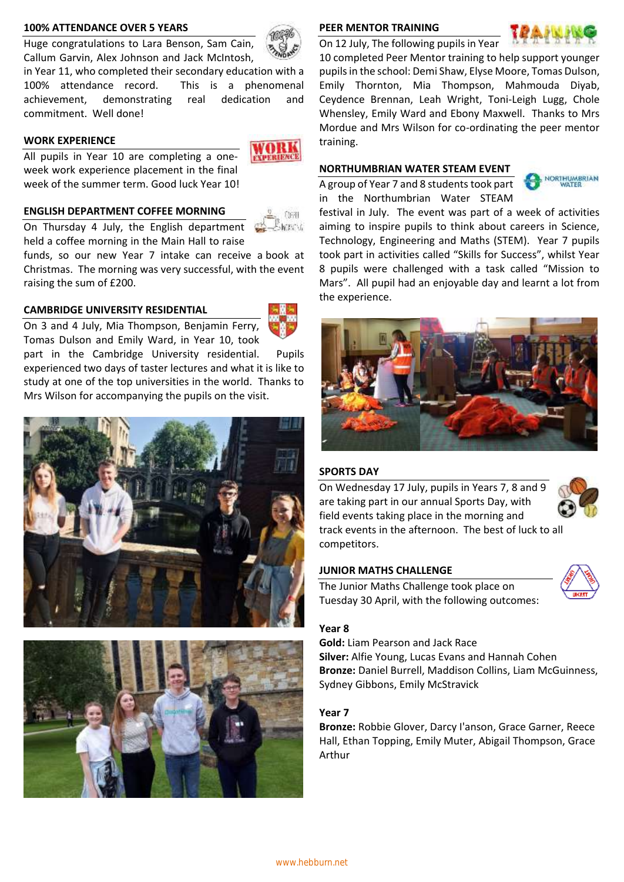## 100% ATTENDANCE OVER 5 YEARS

Huge congratulations to Lara Benson, Sam Cain, Callum Garvin, Alex Johnson and Jack McIntosh, in Year 11, who completed their secondary education with a 100% attendance record. This is a phenomenal achievement, demonstrating real dedication and commitment. Well done!

## WORK EXPERIENCE

All pupils in Year 10 are completing a one-week work experience placement in the final week of the summer term. Good luck Year 10!

## ENGLISH DEPARTMENT COFFEE MORNING

On Thursday 4 July, the English department held a coffee morning in the Main Hall to raise funds, so our new Year 7 intake can receive a book at Christmas. The morning was very successful, with the event raising the sum of £200.

## CAMBRIDGE UNIVERSITY RESIDENTIAL

On 3 and 4 July, Mia Thompson, Benjamin Ferry, Tomas Dulson and Emily Ward, in Year 10, took part in the Cambridge University residential. Pupils experienced two days of taster lectures and what it is like to study at one of the top universities in the world. Thanks to Mrs Wilson for accompanying the pupils on the visit.

## PEER MENTOR TRAINING

On 12 July, The following pupils in Year 10 completed Peer Mentor training to help support younger pupils in the school: Demi Shaw, Elyse Moore, Tomas Dulson, Emily Thornton, Mia Thompson, Mahmouda Diyab, Ceydence Brennan, Leah Wright, Toni-Leigh Lugg, Chole Whensley, Emily Ward and Ebony Maxwell. Thanks to Mrs Mordue and Mrs Wilson for co-ordinating the peer mentor training.

## NORTHUMBRIAN WATER STEAM EVENT

A group of Year 7 and 8 students took part in the Northumbrian Water STEAM festival in July. The event was part of a week of activities aiming to inspire pupils to think about careers in Science, Technology, Engineering and Maths (STEM). Year 7 pupils took part in activities called "Skills for Success", whilst Year 8 pupils were challenged with a task called "Mission to Mars". All pupil had an enjoyable day and learnt a lot from the experience.

## SPORTS DAY

On Wednesday 17 July, pupils in Years 7, 8 and 9 are taking part in our annual Sports Day, with field events taking place in the morning and track events in the afternoon. The best of luck to all competitors.

## JUNIOR MATHS CHALLENGE

The Junior Maths Challenge took place on Tuesday 30 April, with the following outcomes:

**Year 8**

**Gold:** Liam Pearson and Jack Race
**Silver:** Alfie Young, Lucas Evans and Hannah Cohen
**Bronze:** Daniel Burrell, Maddison Collins, Liam McGuinness, Sydney Gibbons, Emily McStravick

**Year 7**

**Bronze:** Robbie Glover, Darcy I'anson, Grace Garner, Reece Hall, Ethan Topping, Emily Muter, Abigail Thompson, Grace Arthur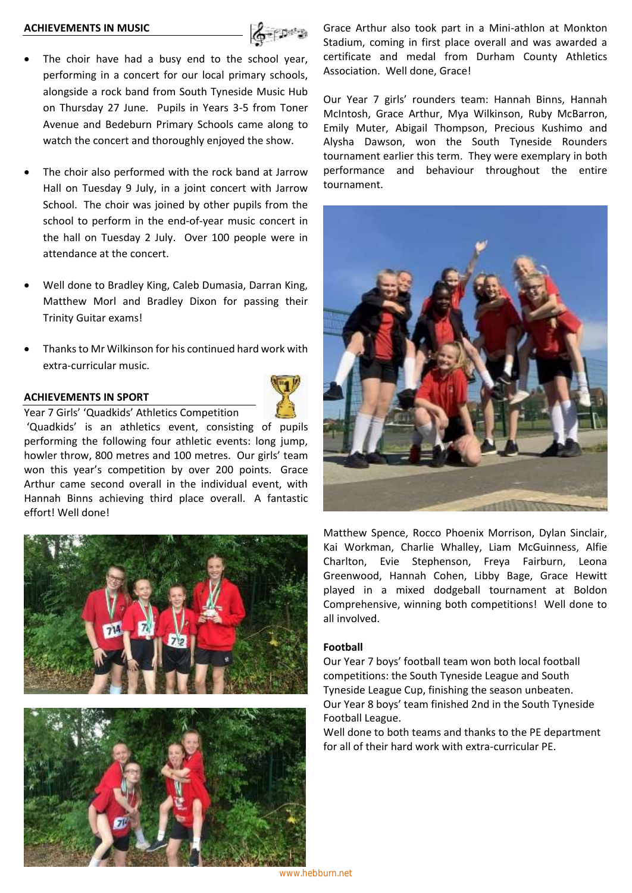## ACHIEVEMENTS IN MUSIC

- The choir have had a busy end to the school year, performing in a concert for our local primary schools, alongside a rock band from South Tyneside Music Hub on Thursday 27 June. Pupils in Years 3-5 from Toner Avenue and Bedeburn Primary Schools came along to watch the concert and thoroughly enjoyed the show.

- The choir also performed with the rock band at Jarrow Hall on Tuesday 9 July, in a joint concert with Jarrow School. The choir was joined by other pupils from the school to perform in the end-of-year music concert in the hall on Tuesday 2 July. Over 100 people were in attendance at the concert.

- Well done to Bradley King, Caleb Dumasia, Darran King, Matthew Morl and Bradley Dixon for passing their Trinity Guitar exams!

- Thanks to Mr Wilkinson for his continued hard work with extra-curricular music.

## ACHIEVEMENTS IN SPORT

Year 7 Girls' 'Quadkids' Athletics Competition

'Quadkids' is an athletics event, consisting of pupils performing the following four athletic events: long jump, howler throw, 800 metres and 100 metres. Our girls' team won this year's competition by over 200 points. Grace Arthur came second overall in the individual event, with Hannah Binns achieving third place overall. A fantastic effort! Well done!

Grace Arthur also took part in a Mini-athlon at Monkton Stadium, coming in first place overall and was awarded a certificate and medal from Durham County Athletics Association. Well done, Grace!

Our Year 7 girls' rounders team: Hannah Binns, Hannah McIntosh, Grace Arthur, Mya Wilkinson, Ruby McBarron, Emily Muter, Abigail Thompson, Precious Kushimo and Alysha Dawson, won the South Tyneside Rounders tournament earlier this term. They were exemplary in both performance and behaviour throughout the entire tournament.

Matthew Spence, Rocco Phoenix Morrison, Dylan Sinclair, Kai Workman, Charlie Whalley, Liam McGuinness, Alfie Charlton, Evie Stephenson, Freya Fairburn, Leona Greenwood, Hannah Cohen, Libby Bage, Grace Hewitt played in a mixed dodgeball tournament at Boldon Comprehensive, winning both competitions! Well done to all involved.

### Football

Our Year 7 boys' football team won both local football competitions: the South Tyneside League and South Tyneside League Cup, finishing the season unbeaten.
Our Year 8 boys' team finished 2nd in the South Tyneside Football League.
Well done to both teams and thanks to the PE department for all of their hard work with extra-curricular PE.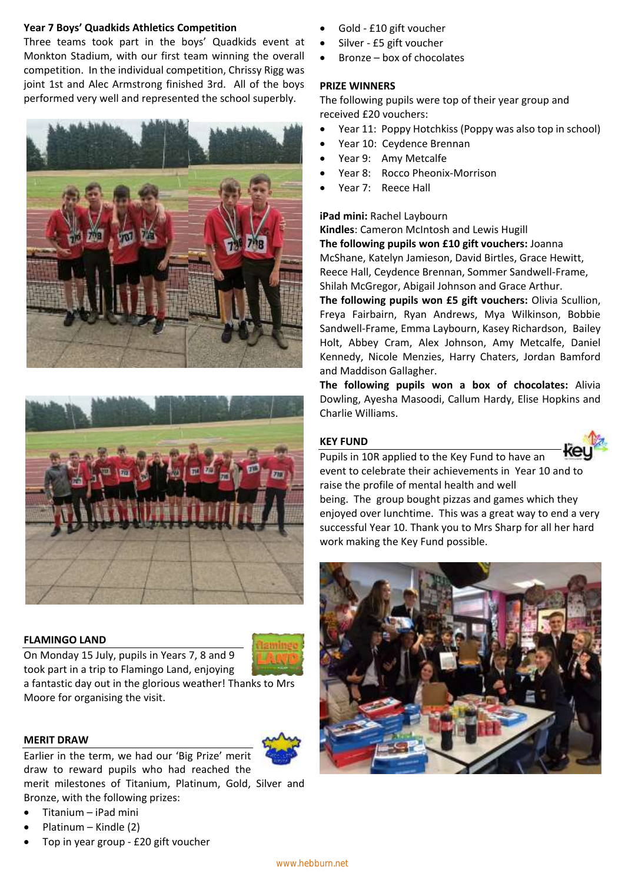## Year 7 Boys' Quadkids Athletics Competition

Three teams took part in the boys' Quadkids event at Monkton Stadium, with our first team winning the overall competition. In the individual competition, Chrissy Rigg was joint 1st and Alec Armstrong finished 3rd. All of the boys performed very well and represented the school superbly.

## FLAMINGO LAND

On Monday 15 July, pupils in Years 7, 8 and 9 took part in a trip to Flamingo Land, enjoying a fantastic day out in the glorious weather! Thanks to Mrs Moore for organising the visit.

## MERIT DRAW

Earlier in the term, we had our 'Big Prize' merit draw to reward pupils who had reached the merit milestones of Titanium, Platinum, Gold, Silver and Bronze, with the following prizes:

- Titanium – iPad mini
- Platinum – Kindle (2)
- Top in year group - £20 gift voucher
- Gold - £10 gift voucher
- Silver - £5 gift voucher
- Bronze – box of chocolates

## PRIZE WINNERS

The following pupils were top of their year group and received £20 vouchers:

- Year 11: Poppy Hotchkiss (Poppy was also top in school)
- Year 10: Ceydence Brennan
- Year 9: Amy Metcalfe
- Year 8: Rocco Pheonix-Morrison
- Year 7: Reece Hall

**iPad mini:** Rachel Laybourn
**Kindles**: Cameron McIntosh and Lewis Hugill
**The following pupils won £10 gift vouchers:** Joanna McShane, Katelyn Jamieson, David Birtles, Grace Hewitt, Reece Hall, Ceydence Brennan, Sommer Sandwell-Frame, Shilah McGregor, Abigail Johnson and Grace Arthur.
**The following pupils won £5 gift vouchers:** Olivia Scullion, Freya Fairbairn, Ryan Andrews, Mya Wilkinson, Bobbie Sandwell-Frame, Emma Laybourn, Kasey Richardson, Bailey Holt, Abbey Cram, Alex Johnson, Amy Metcalfe, Daniel Kennedy, Nicole Menzies, Harry Chaters, Jordan Bamford and Maddison Gallagher.
**The following pupils won a box of chocolates:** Alivia Dowling, Ayesha Masoodi, Callum Hardy, Elise Hopkins and Charlie Williams.

## KEY FUND

Pupils in 10R applied to the Key Fund to have an event to celebrate their achievements in Year 10 and to raise the profile of mental health and well being. The group bought pizzas and games which they enjoyed over lunchtime. This was a great way to end a very successful Year 10. Thank you to Mrs Sharp for all her hard work making the Key Fund possible.

www.hebburn.net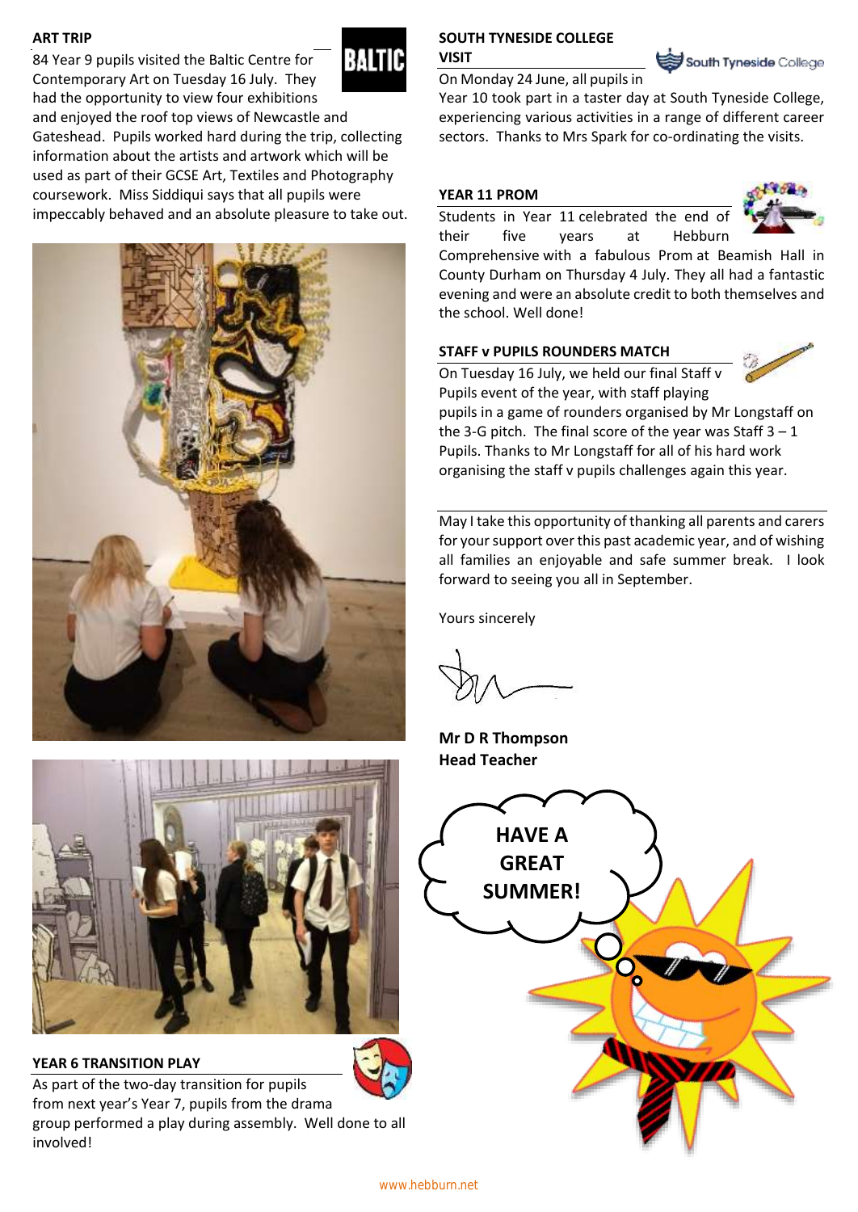## ART TRIP

84 Year 9 pupils visited the Baltic Centre for Contemporary Art on Tuesday 16 July. They had the opportunity to view four exhibitions and enjoyed the roof top views of Newcastle and Gateshead. Pupils worked hard during the trip, collecting information about the artists and artwork which will be used as part of their GCSE Art, Textiles and Photography coursework. Miss Siddiqui says that all pupils were impeccably behaved and an absolute pleasure to take out.

## YEAR 6 TRANSITION PLAY

As part of the two-day transition for pupils from next year's Year 7, pupils from the drama group performed a play during assembly. Well done to all involved!

## SOUTH TYNESIDE COLLEGE VISIT

On Monday 24 June, all pupils in Year 10 took part in a taster day at South Tyneside College, experiencing various activities in a range of different career sectors. Thanks to Mrs Spark for co-ordinating the visits.

## YEAR 11 PROM

Students in Year 11 celebrated the end of their five years at Hebburn Comprehensive with a fabulous Prom at Beamish Hall in County Durham on Thursday 4 July. They all had a fantastic evening and were an absolute credit to both themselves and the school. Well done!

## STAFF v PUPILS ROUNDERS MATCH

On Tuesday 16 July, we held our final Staff v Pupils event of the year, with staff playing pupils in a game of rounders organised by Mr Longstaff on the 3-G pitch. The final score of the year was Staff 3 – 1 Pupils. Thanks to Mr Longstaff for all of his hard work organising the staff v pupils challenges again this year.

May I take this opportunity of thanking all parents and carers for your support over this past academic year, and of wishing all families an enjoyable and safe summer break. I look forward to seeing you all in September.

Yours sincerely

**Mr D R Thompson**
**Head Teacher**

**HAVE A GREAT SUMMER!**

www.hebburn.net